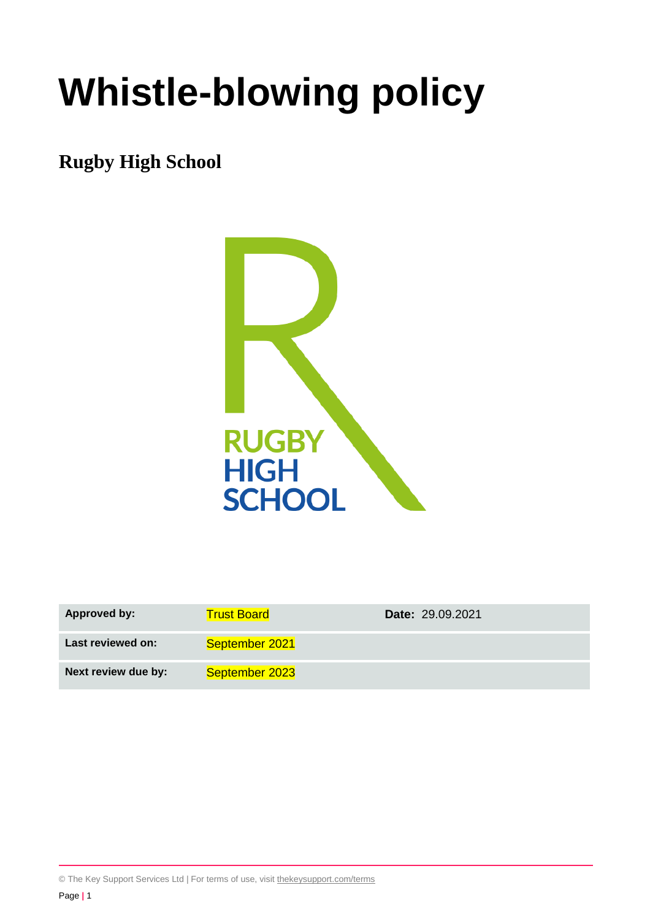# Whistle-blowing policy

## Rugby High School

| Approved by: | Trust Board | Date: 29.09.2021 |
| --- | --- | --- |
| Last reviewed on: | September 2021 | |
| Next review due by: | September 2023 | |

© The Key Support Services Ltd | For terms of use, visit thekeysupport.com/terms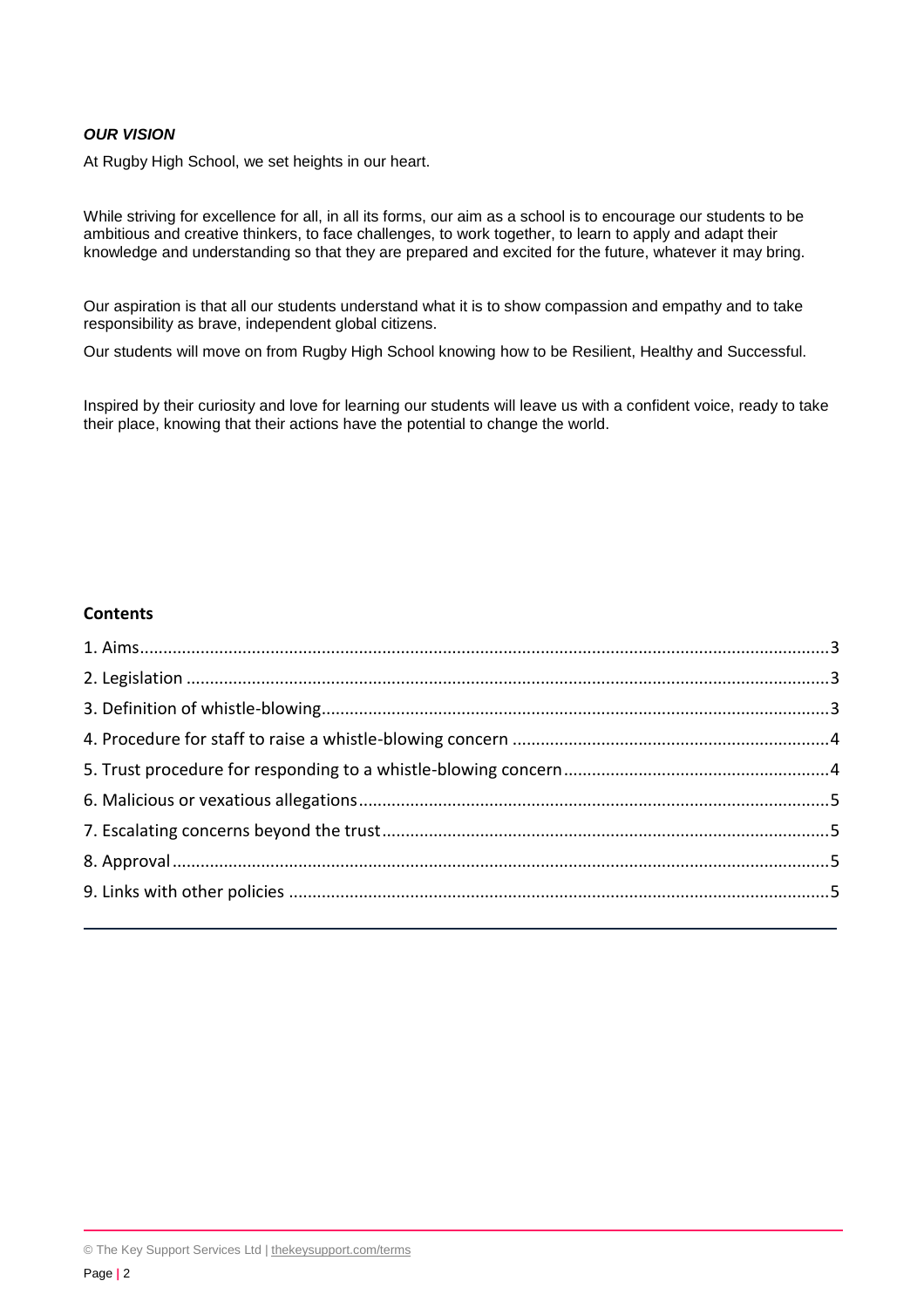***OUR VISION***

At Rugby High School, we set heights in our heart.

While striving for excellence for all, in all its forms, our aim as a school is to encourage our students to be ambitious and creative thinkers, to face challenges, to work together, to learn to apply and adapt their knowledge and understanding so that they are prepared and excited for the future, whatever it may bring.

Our aspiration is that all our students understand what it is to show compassion and empathy and to take responsibility as brave, independent global citizens.

Our students will move on from Rugby High School knowing how to be Resilient, Healthy and Successful.

Inspired by their curiosity and love for learning our students will leave us with a confident voice, ready to take their place, knowing that their actions have the potential to change the world.

**Contents**

1. Aims....3
2. Legislation....3
3. Definition of whistle-blowing....3
4. Procedure for staff to raise a whistle-blowing concern....4
5. Trust procedure for responding to a whistle-blowing concern....4
6. Malicious or vexatious allegations....5
7. Escalating concerns beyond the trust....5
8. Approval....5
9. Links with other policies....5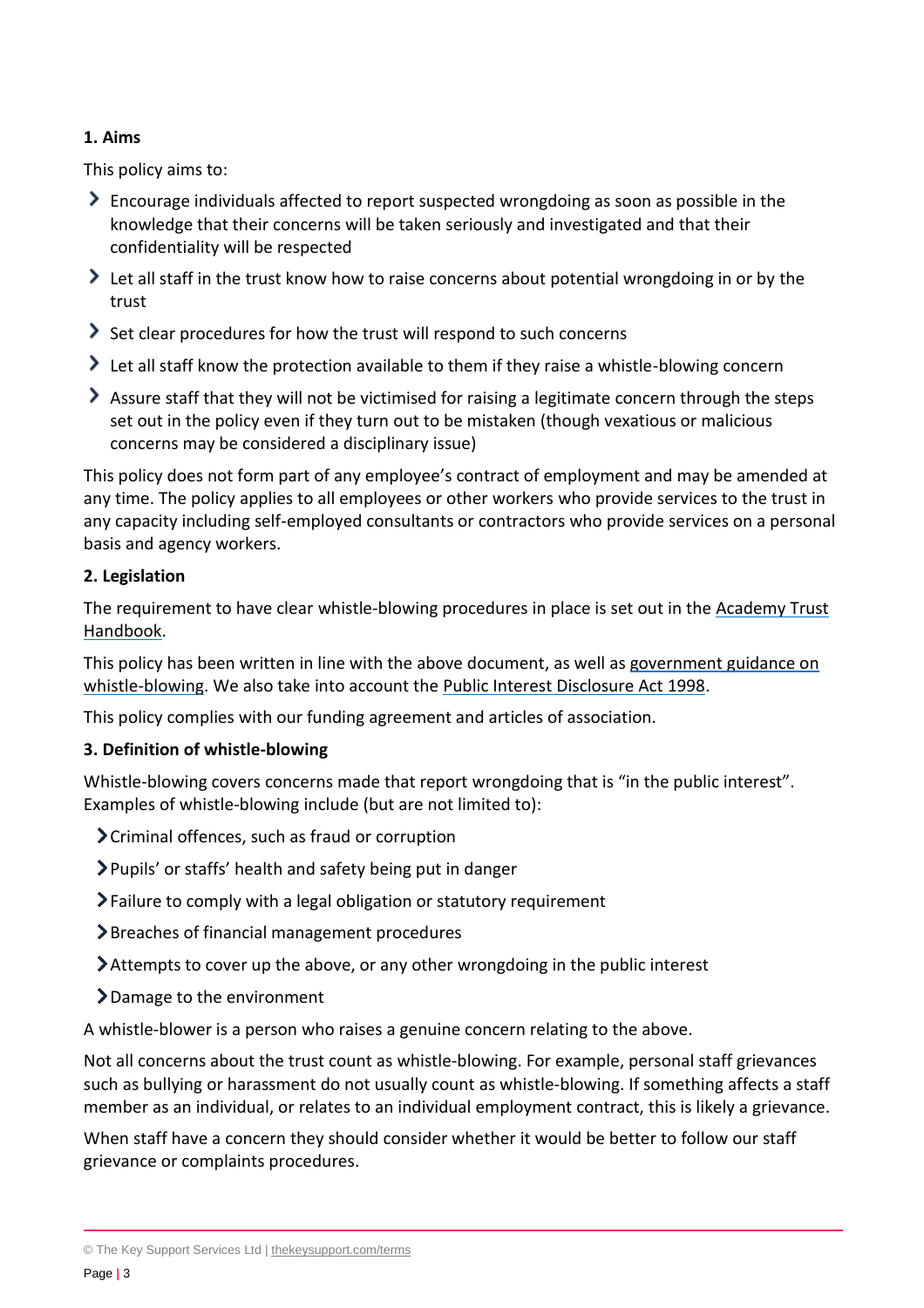## 1. Aims

This policy aims to:

- Encourage individuals affected to report suspected wrongdoing as soon as possible in the knowledge that their concerns will be taken seriously and investigated and that their confidentiality will be respected
- Let all staff in the trust know how to raise concerns about potential wrongdoing in or by the trust
- Set clear procedures for how the trust will respond to such concerns
- Let all staff know the protection available to them if they raise a whistle-blowing concern
- Assure staff that they will not be victimised for raising a legitimate concern through the steps set out in the policy even if they turn out to be mistaken (though vexatious or malicious concerns may be considered a disciplinary issue)

This policy does not form part of any employee's contract of employment and may be amended at any time. The policy applies to all employees or other workers who provide services to the trust in any capacity including self-employed consultants or contractors who provide services on a personal basis and agency workers.

## 2. Legislation

The requirement to have clear whistle-blowing procedures in place is set out in the Academy Trust Handbook.

This policy has been written in line with the above document, as well as government guidance on whistle-blowing. We also take into account the Public Interest Disclosure Act 1998.

This policy complies with our funding agreement and articles of association.

## 3. Definition of whistle-blowing

Whistle-blowing covers concerns made that report wrongdoing that is "in the public interest". Examples of whistle-blowing include (but are not limited to):

- Criminal offences, such as fraud or corruption
- Pupils' or staffs' health and safety being put in danger
- Failure to comply with a legal obligation or statutory requirement
- Breaches of financial management procedures
- Attempts to cover up the above, or any other wrongdoing in the public interest
- Damage to the environment

A whistle-blower is a person who raises a genuine concern relating to the above.

Not all concerns about the trust count as whistle-blowing. For example, personal staff grievances such as bullying or harassment do not usually count as whistle-blowing. If something affects a staff member as an individual, or relates to an individual employment contract, this is likely a grievance.

When staff have a concern they should consider whether it would be better to follow our staff grievance or complaints procedures.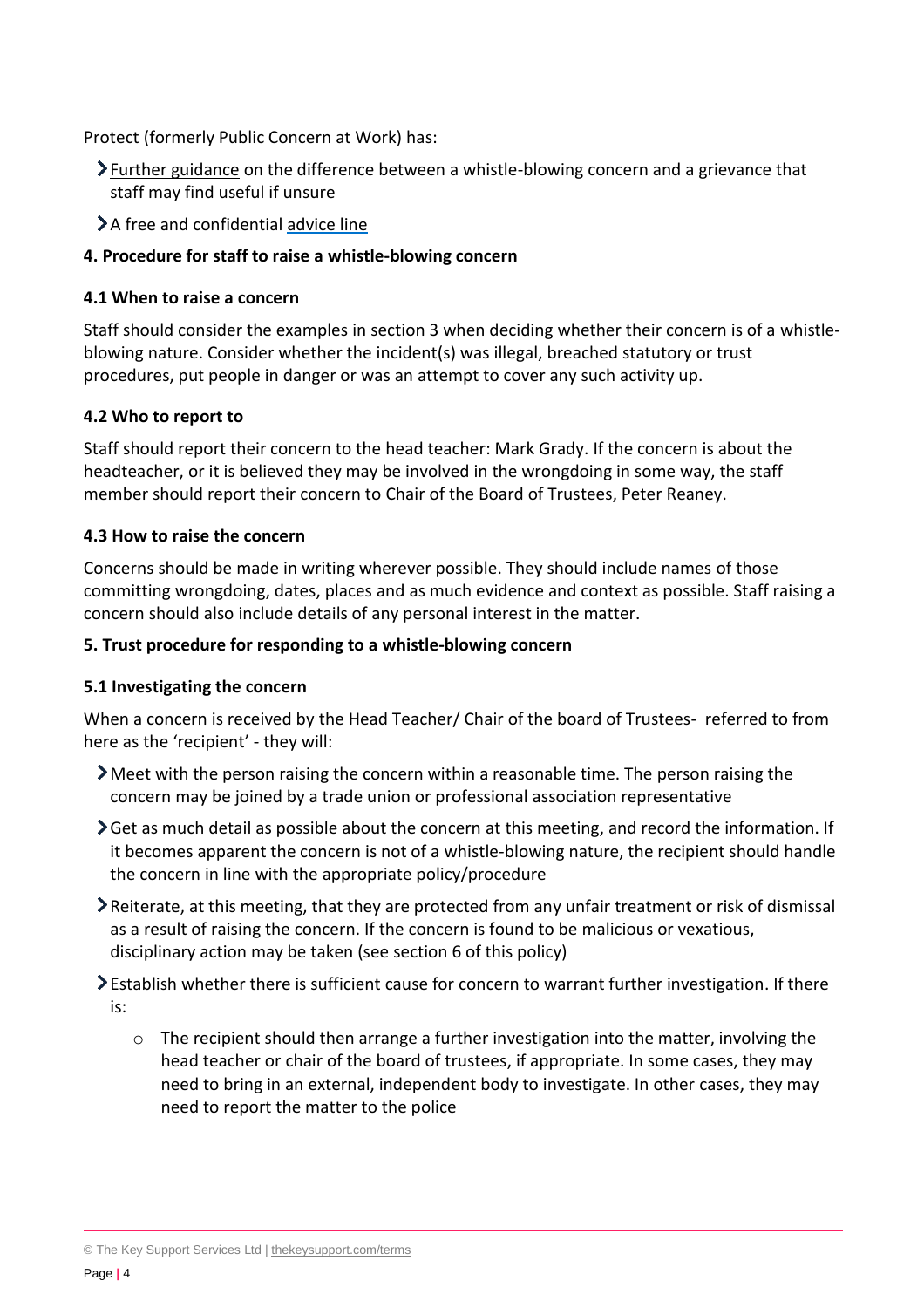Protect (formerly Public Concern at Work) has:

- Further guidance on the difference between a whistle-blowing concern and a grievance that staff may find useful if unsure
- A free and confidential advice line

**4. Procedure for staff to raise a whistle-blowing concern**

**4.1 When to raise a concern**

Staff should consider the examples in section 3 when deciding whether their concern is of a whistle-blowing nature. Consider whether the incident(s) was illegal, breached statutory or trust procedures, put people in danger or was an attempt to cover any such activity up.

**4.2 Who to report to**

Staff should report their concern to the head teacher: Mark Grady. If the concern is about the headteacher, or it is believed they may be involved in the wrongdoing in some way, the staff member should report their concern to Chair of the Board of Trustees, Peter Reaney.

**4.3 How to raise the concern**

Concerns should be made in writing wherever possible. They should include names of those committing wrongdoing, dates, places and as much evidence and context as possible. Staff raising a concern should also include details of any personal interest in the matter.

**5. Trust procedure for responding to a whistle-blowing concern**

**5.1 Investigating the concern**

When a concern is received by the Head Teacher/ Chair of the board of Trustees- referred to from here as the 'recipient' - they will:

- Meet with the person raising the concern within a reasonable time. The person raising the concern may be joined by a trade union or professional association representative
- Get as much detail as possible about the concern at this meeting, and record the information. If it becomes apparent the concern is not of a whistle-blowing nature, the recipient should handle the concern in line with the appropriate policy/procedure
- Reiterate, at this meeting, that they are protected from any unfair treatment or risk of dismissal as a result of raising the concern. If the concern is found to be malicious or vexatious, disciplinary action may be taken (see section 6 of this policy)
- Establish whether there is sufficient cause for concern to warrant further investigation. If there is:
  - The recipient should then arrange a further investigation into the matter, involving the head teacher or chair of the board of trustees, if appropriate. In some cases, they may need to bring in an external, independent body to investigate. In other cases, they may need to report the matter to the police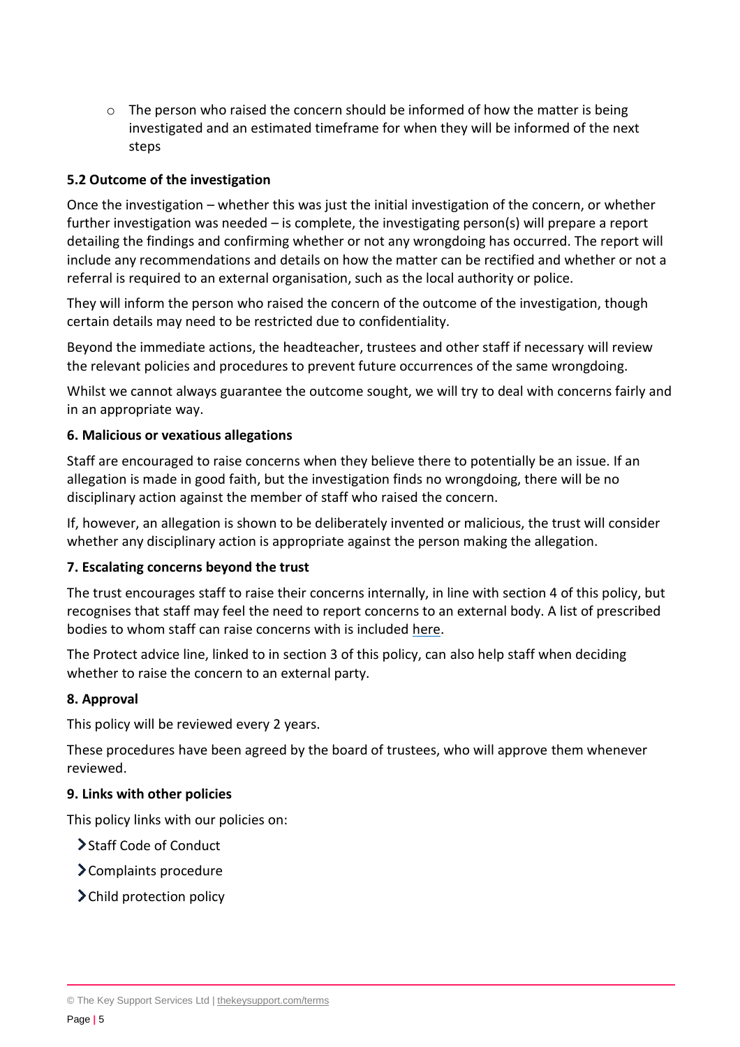- The person who raised the concern should be informed of how the matter is being investigated and an estimated timeframe for when they will be informed of the next steps

### 5.2 Outcome of the investigation

Once the investigation – whether this was just the initial investigation of the concern, or whether further investigation was needed – is complete, the investigating person(s) will prepare a report detailing the findings and confirming whether or not any wrongdoing has occurred. The report will include any recommendations and details on how the matter can be rectified and whether or not a referral is required to an external organisation, such as the local authority or police.

They will inform the person who raised the concern of the outcome of the investigation, though certain details may need to be restricted due to confidentiality.

Beyond the immediate actions, the headteacher, trustees and other staff if necessary will review the relevant policies and procedures to prevent future occurrences of the same wrongdoing.

Whilst we cannot always guarantee the outcome sought, we will try to deal with concerns fairly and in an appropriate way.

## 6. Malicious or vexatious allegations

Staff are encouraged to raise concerns when they believe there to potentially be an issue. If an allegation is made in good faith, but the investigation finds no wrongdoing, there will be no disciplinary action against the member of staff who raised the concern.

If, however, an allegation is shown to be deliberately invented or malicious, the trust will consider whether any disciplinary action is appropriate against the person making the allegation.

## 7. Escalating concerns beyond the trust

The trust encourages staff to raise their concerns internally, in line with section 4 of this policy, but recognises that staff may feel the need to report concerns to an external body. A list of prescribed bodies to whom staff can raise concerns with is included here.

The Protect advice line, linked to in section 3 of this policy, can also help staff when deciding whether to raise the concern to an external party.

## 8. Approval

This policy will be reviewed every 2 years.

These procedures have been agreed by the board of trustees, who will approve them whenever reviewed.

## 9. Links with other policies

This policy links with our policies on:

- Staff Code of Conduct
- Complaints procedure
- Child protection policy